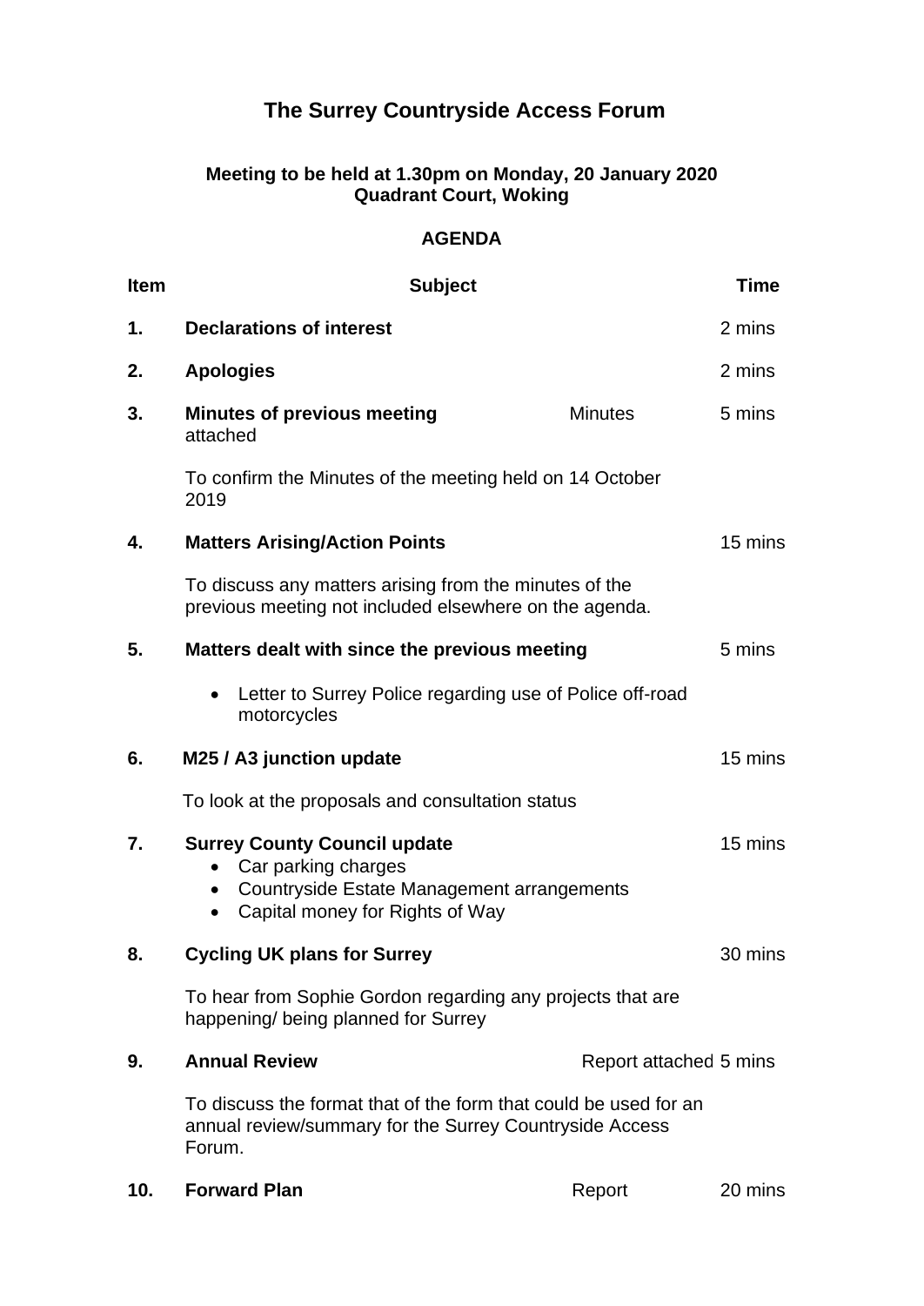# The Surrey Countryside Access Forum

**Meeting to be held at 1.30pm on Monday, 20 January 2020**
**Quadrant Court, Woking**

## AGENDA

| Item | Subject | | Time |
|---|---|---|---|
| **1.** | **Declarations of interest** | | 2 mins |
| **2.** | **Apologies** | | 2 mins |
| **3.** | **Minutes of previous meeting** attached<br><br>To confirm the Minutes of the meeting held on 14 October 2019 | Minutes | 5 mins |
| **4.** | **Matters Arising/Action Points**<br><br>To discuss any matters arising from the minutes of the previous meeting not included elsewhere on the agenda. | | 15 mins |
| **5.** | **Matters dealt with since the previous meeting**<br><br>• Letter to Surrey Police regarding use of Police off-road motorcycles | | 5 mins |
| **6.** | **M25 / A3 junction update**<br><br>To look at the proposals and consultation status | | 15 mins |
| **7.** | **Surrey County Council update**<br>• Car parking charges<br>• Countryside Estate Management arrangements<br>• Capital money for Rights of Way | | 15 mins |
| **8.** | **Cycling UK plans for Surrey**<br><br>To hear from Sophie Gordon regarding any projects that are happening/ being planned for Surrey | | 30 mins |
| **9.** | **Annual Review**<br><br>To discuss the format that of the form that could be used for an annual review/summary for the Surrey Countryside Access Forum. | Report attached | 5 mins |
| **10.** | **Forward Plan** | Report | 20 mins |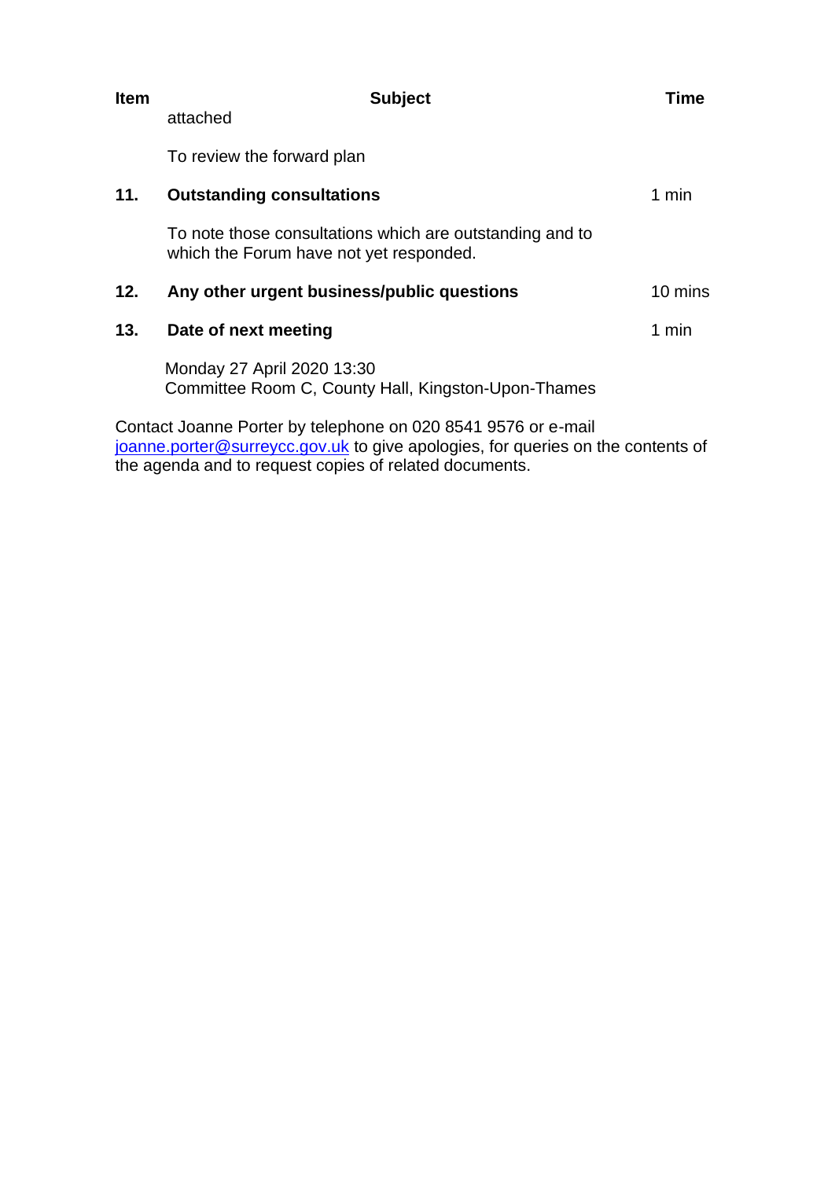| Item | Subject | Time |
| --- | --- | --- |
| | attached | |
| | To review the forward plan | |
| **11.** | **Outstanding consultations** | 1 min |
| | To note those consultations which are outstanding and to which the Forum have not yet responded. | |
| **12.** | **Any other urgent business/public questions** | 10 mins |
| **13.** | **Date of next meeting** | 1 min |
| | Monday 27 April 2020 13:30<br>Committee Room C, County Hall, Kingston-Upon-Thames | |

Contact Joanne Porter by telephone on 020 8541 9576 or e-mail joanne.porter@surreycc.gov.uk to give apologies, for queries on the contents of the agenda and to request copies of related documents.